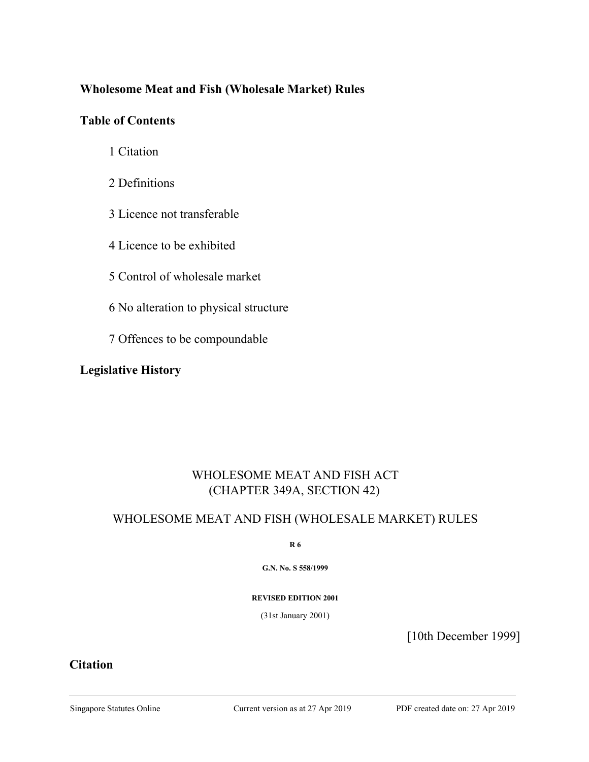**Wholesome Meat and Fish (Wholesale Market) Rules**

**Table of Contents**

1 Citation

2 Definitions

3 Licence not transferable

4 Licence to be exhibited

5 Control of wholesale market

6 No alteration to physical structure

7 Offences to be compoundable

**Legislative History**

WHOLESOME MEAT AND FISH ACT
(CHAPTER 349A, SECTION 42)

WHOLESOME MEAT AND FISH (WHOLESALE MARKET) RULES

**R 6**

**G.N. No. S 558/1999**

**REVISED EDITION 2001**

(31st January 2001)

[10th December 1999]

## Citation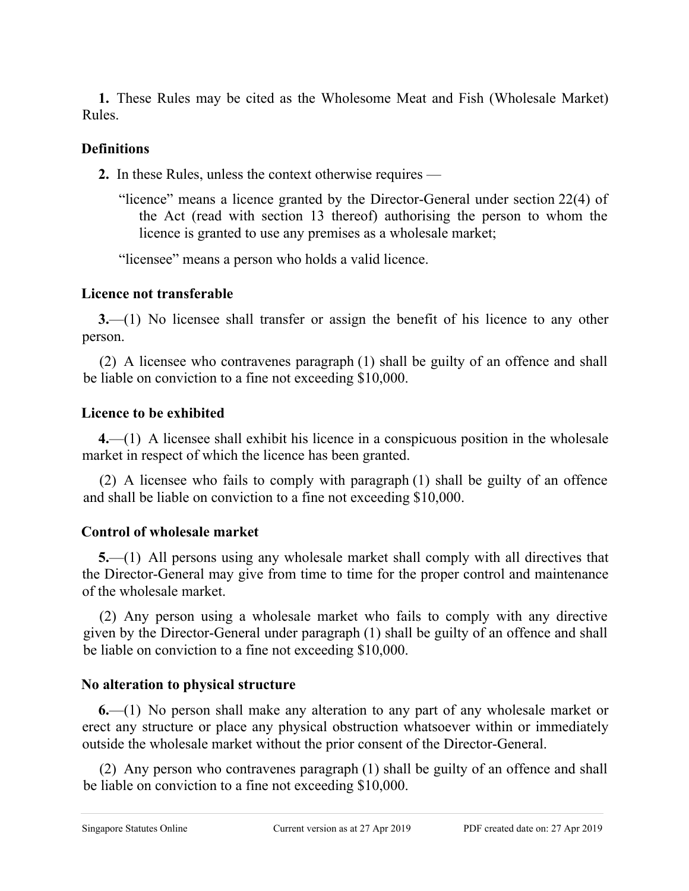**1.** These Rules may be cited as the Wholesome Meat and Fish (Wholesale Market) Rules.

### Definitions

**2.** In these Rules, unless the context otherwise requires —

"licence" means a licence granted by the Director-General under section 22(4) of the Act (read with section 13 thereof) authorising the person to whom the licence is granted to use any premises as a wholesale market;

"licensee" means a person who holds a valid licence.

### Licence not transferable

**3.**—(1) No licensee shall transfer or assign the benefit of his licence to any other person.

(2) A licensee who contravenes paragraph (1) shall be guilty of an offence and shall be liable on conviction to a fine not exceeding $10,000.

### Licence to be exhibited

**4.**—(1) A licensee shall exhibit his licence in a conspicuous position in the wholesale market in respect of which the licence has been granted.

(2) A licensee who fails to comply with paragraph (1) shall be guilty of an offence and shall be liable on conviction to a fine not exceeding $10,000.

### Control of wholesale market

**5.**—(1) All persons using any wholesale market shall comply with all directives that the Director-General may give from time to time for the proper control and maintenance of the wholesale market.

(2) Any person using a wholesale market who fails to comply with any directive given by the Director-General under paragraph (1) shall be guilty of an offence and shall be liable on conviction to a fine not exceeding $10,000.

### No alteration to physical structure

**6.**—(1) No person shall make any alteration to any part of any wholesale market or erect any structure or place any physical obstruction whatsoever within or immediately outside the wholesale market without the prior consent of the Director-General.

(2) Any person who contravenes paragraph (1) shall be guilty of an offence and shall be liable on conviction to a fine not exceeding $10,000.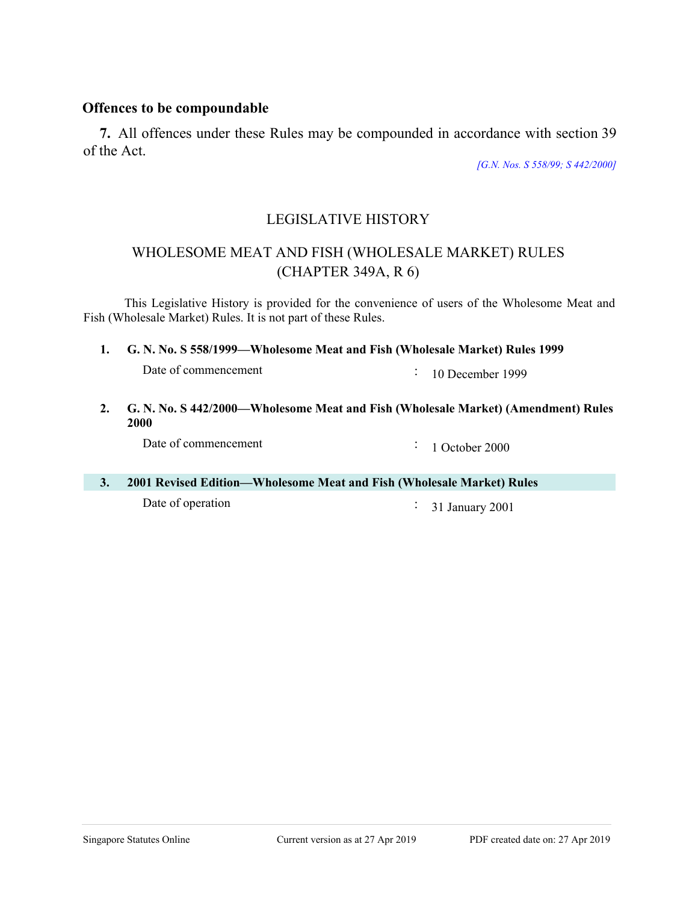**Offences to be compoundable**

**7.** All offences under these Rules may be compounded in accordance with section 39 of the Act.

*[G.N. Nos. S 558/99; S 442/2000]*

## LEGISLATIVE HISTORY

## WHOLESOME MEAT AND FISH (WHOLESALE MARKET) RULES (CHAPTER 349A, R 6)

This Legislative History is provided for the convenience of users of the Wholesome Meat and Fish (Wholesale Market) Rules. It is not part of these Rules.

1. **G. N. No. S 558/1999—Wholesome Meat and Fish (Wholesale Market) Rules 1999**

   Date of commencement : 10 December 1999

2. **G. N. No. S 442/2000—Wholesome Meat and Fish (Wholesale Market) (Amendment) Rules 2000**

   Date of commencement : 1 October 2000

3. **2001 Revised Edition—Wholesome Meat and Fish (Wholesale Market) Rules**

   Date of operation : 31 January 2001